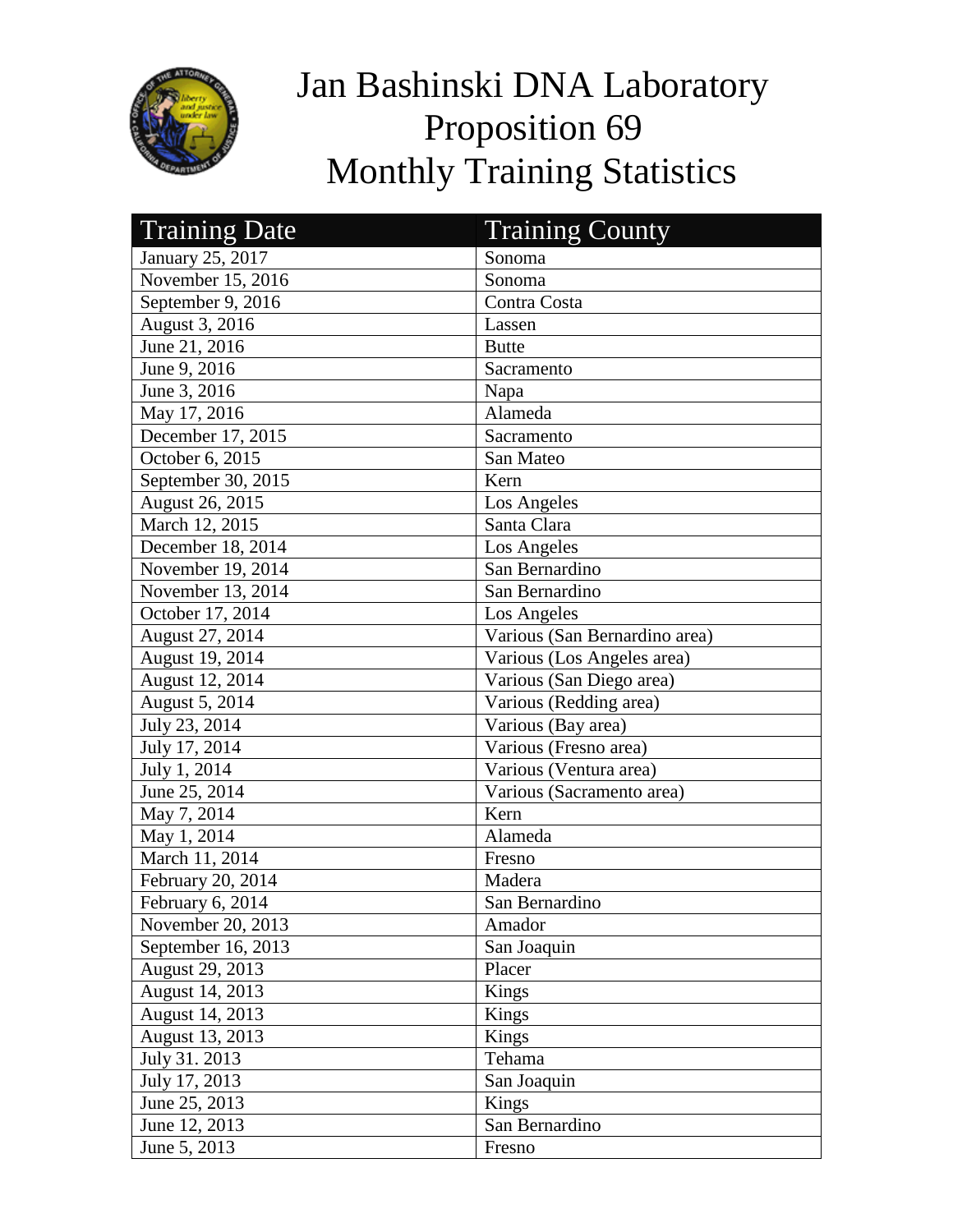# Jan Bashinski DNA Laboratory
# Proposition 69
# Monthly Training Statistics

| Training Date | Training County |
|---|---|
| January 25, 2017 | Sonoma |
| November 15, 2016 | Sonoma |
| September 9, 2016 | Contra Costa |
| August 3, 2016 | Lassen |
| June 21, 2016 | Butte |
| June 9, 2016 | Sacramento |
| June 3, 2016 | Napa |
| May 17, 2016 | Alameda |
| December 17, 2015 | Sacramento |
| October 6, 2015 | San Mateo |
| September 30, 2015 | Kern |
| August 26, 2015 | Los Angeles |
| March 12, 2015 | Santa Clara |
| December 18, 2014 | Los Angeles |
| November 19, 2014 | San Bernardino |
| November 13, 2014 | San Bernardino |
| October 17, 2014 | Los Angeles |
| August 27, 2014 | Various (San Bernardino area) |
| August 19, 2014 | Various (Los Angeles area) |
| August 12, 2014 | Various (San Diego area) |
| August 5, 2014 | Various (Redding area) |
| July 23, 2014 | Various (Bay area) |
| July 17, 2014 | Various (Fresno area) |
| July 1, 2014 | Various (Ventura area) |
| June 25, 2014 | Various (Sacramento area) |
| May 7, 2014 | Kern |
| May 1, 2014 | Alameda |
| March 11, 2014 | Fresno |
| February 20, 2014 | Madera |
| February 6, 2014 | San Bernardino |
| November 20, 2013 | Amador |
| September 16, 2013 | San Joaquin |
| August 29, 2013 | Placer |
| August 14, 2013 | Kings |
| August 14, 2013 | Kings |
| August 13, 2013 | Kings |
| July 31. 2013 | Tehama |
| July 17, 2013 | San Joaquin |
| June 25, 2013 | Kings |
| June 12, 2013 | San Bernardino |
| June 5, 2013 | Fresno |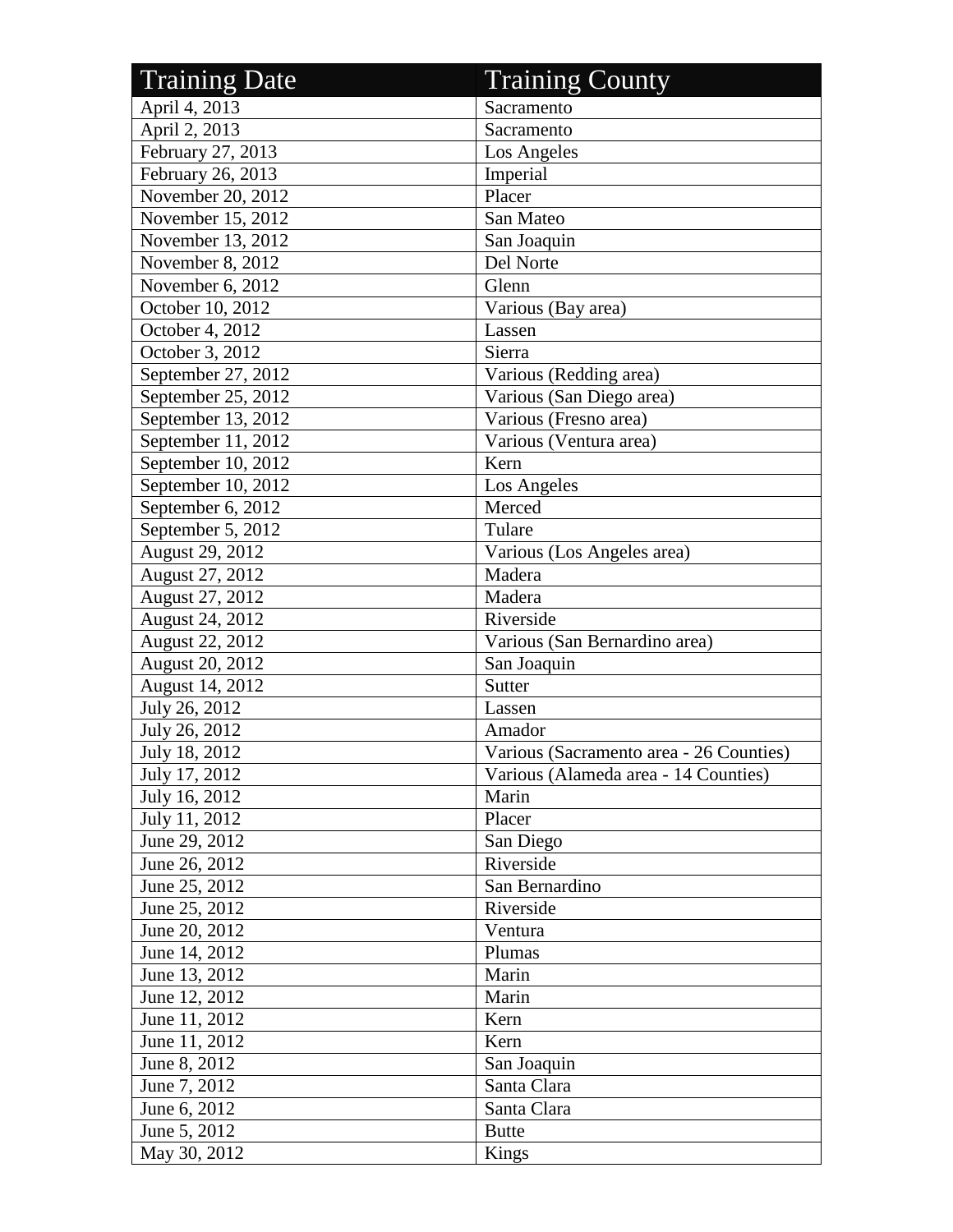| Training Date | Training County |
|---|---|
| April 4, 2013 | Sacramento |
| April 2, 2013 | Sacramento |
| February 27, 2013 | Los Angeles |
| February 26, 2013 | Imperial |
| November 20, 2012 | Placer |
| November 15, 2012 | San Mateo |
| November 13, 2012 | San Joaquin |
| November 8, 2012 | Del Norte |
| November 6, 2012 | Glenn |
| October 10, 2012 | Various (Bay area) |
| October 4, 2012 | Lassen |
| October 3, 2012 | Sierra |
| September 27, 2012 | Various (Redding area) |
| September 25, 2012 | Various (San Diego area) |
| September 13, 2012 | Various (Fresno area) |
| September 11, 2012 | Various (Ventura area) |
| September 10, 2012 | Kern |
| September 10, 2012 | Los Angeles |
| September 6, 2012 | Merced |
| September 5, 2012 | Tulare |
| August 29, 2012 | Various (Los Angeles area) |
| August 27, 2012 | Madera |
| August 27, 2012 | Madera |
| August 24, 2012 | Riverside |
| August 22, 2012 | Various (San Bernardino area) |
| August 20, 2012 | San Joaquin |
| August 14, 2012 | Sutter |
| July 26, 2012 | Lassen |
| July 26, 2012 | Amador |
| July 18, 2012 | Various (Sacramento area - 26 Counties) |
| July 17, 2012 | Various (Alameda area - 14 Counties) |
| July 16, 2012 | Marin |
| July 11, 2012 | Placer |
| June 29, 2012 | San Diego |
| June 26, 2012 | Riverside |
| June 25, 2012 | San Bernardino |
| June 25, 2012 | Riverside |
| June 20, 2012 | Ventura |
| June 14, 2012 | Plumas |
| June 13, 2012 | Marin |
| June 12, 2012 | Marin |
| June 11, 2012 | Kern |
| June 11, 2012 | Kern |
| June 8, 2012 | San Joaquin |
| June 7, 2012 | Santa Clara |
| June 6, 2012 | Santa Clara |
| June 5, 2012 | Butte |
| May 30, 2012 | Kings |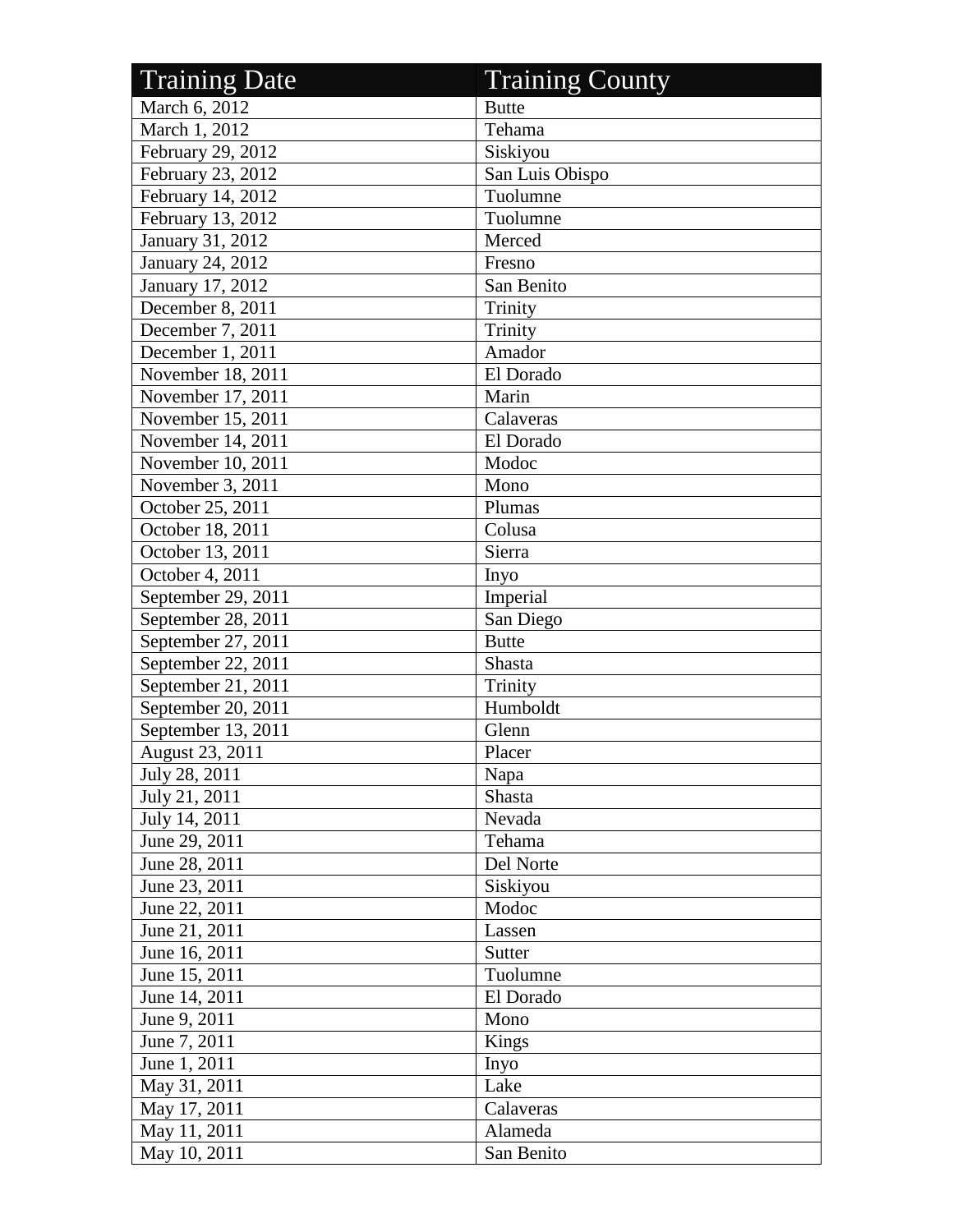| Training Date | Training County |
| --- | --- |
| March 6, 2012 | Butte |
| March 1, 2012 | Tehama |
| February 29, 2012 | Siskiyou |
| February 23, 2012 | San Luis Obispo |
| February 14, 2012 | Tuolumne |
| February 13, 2012 | Tuolumne |
| January 31, 2012 | Merced |
| January 24, 2012 | Fresno |
| January 17, 2012 | San Benito |
| December 8, 2011 | Trinity |
| December 7, 2011 | Trinity |
| December 1, 2011 | Amador |
| November 18, 2011 | El Dorado |
| November 17, 2011 | Marin |
| November 15, 2011 | Calaveras |
| November 14, 2011 | El Dorado |
| November 10, 2011 | Modoc |
| November 3, 2011 | Mono |
| October 25, 2011 | Plumas |
| October 18, 2011 | Colusa |
| October 13, 2011 | Sierra |
| October 4, 2011 | Inyo |
| September 29, 2011 | Imperial |
| September 28, 2011 | San Diego |
| September 27, 2011 | Butte |
| September 22, 2011 | Shasta |
| September 21, 2011 | Trinity |
| September 20, 2011 | Humboldt |
| September 13, 2011 | Glenn |
| August 23, 2011 | Placer |
| July 28, 2011 | Napa |
| July 21, 2011 | Shasta |
| July 14, 2011 | Nevada |
| June 29, 2011 | Tehama |
| June 28, 2011 | Del Norte |
| June 23, 2011 | Siskiyou |
| June 22, 2011 | Modoc |
| June 21, 2011 | Lassen |
| June 16, 2011 | Sutter |
| June 15, 2011 | Tuolumne |
| June 14, 2011 | El Dorado |
| June 9, 2011 | Mono |
| June 7, 2011 | Kings |
| June 1, 2011 | Inyo |
| May 31, 2011 | Lake |
| May 17, 2011 | Calaveras |
| May 11, 2011 | Alameda |
| May 10, 2011 | San Benito |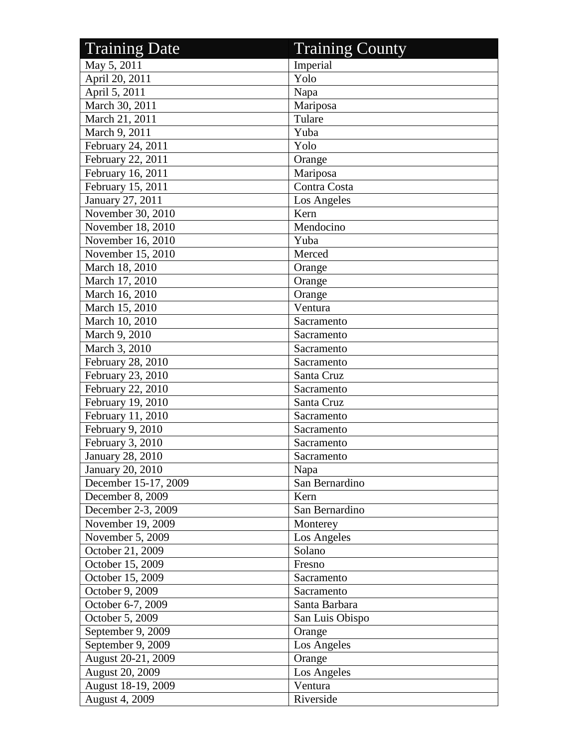| Training Date | Training County |
|---|---|
| May 5, 2011 | Imperial |
| April 20, 2011 | Yolo |
| April 5, 2011 | Napa |
| March 30, 2011 | Mariposa |
| March 21, 2011 | Tulare |
| March 9, 2011 | Yuba |
| February 24, 2011 | Yolo |
| February 22, 2011 | Orange |
| February 16, 2011 | Mariposa |
| February 15, 2011 | Contra Costa |
| January 27, 2011 | Los Angeles |
| November 30, 2010 | Kern |
| November 18, 2010 | Mendocino |
| November 16, 2010 | Yuba |
| November 15, 2010 | Merced |
| March 18, 2010 | Orange |
| March 17, 2010 | Orange |
| March 16, 2010 | Orange |
| March 15, 2010 | Ventura |
| March 10, 2010 | Sacramento |
| March 9, 2010 | Sacramento |
| March 3, 2010 | Sacramento |
| February 28, 2010 | Sacramento |
| February 23, 2010 | Santa Cruz |
| February 22, 2010 | Sacramento |
| February 19, 2010 | Santa Cruz |
| February 11, 2010 | Sacramento |
| February 9, 2010 | Sacramento |
| February 3, 2010 | Sacramento |
| January 28, 2010 | Sacramento |
| January 20, 2010 | Napa |
| December 15-17, 2009 | San Bernardino |
| December 8, 2009 | Kern |
| December 2-3, 2009 | San Bernardino |
| November 19, 2009 | Monterey |
| November 5, 2009 | Los Angeles |
| October 21, 2009 | Solano |
| October 15, 2009 | Fresno |
| October 15, 2009 | Sacramento |
| October 9, 2009 | Sacramento |
| October 6-7, 2009 | Santa Barbara |
| October 5, 2009 | San Luis Obispo |
| September 9, 2009 | Orange |
| September 9, 2009 | Los Angeles |
| August 20-21, 2009 | Orange |
| August 20, 2009 | Los Angeles |
| August 18-19, 2009 | Ventura |
| August 4, 2009 | Riverside |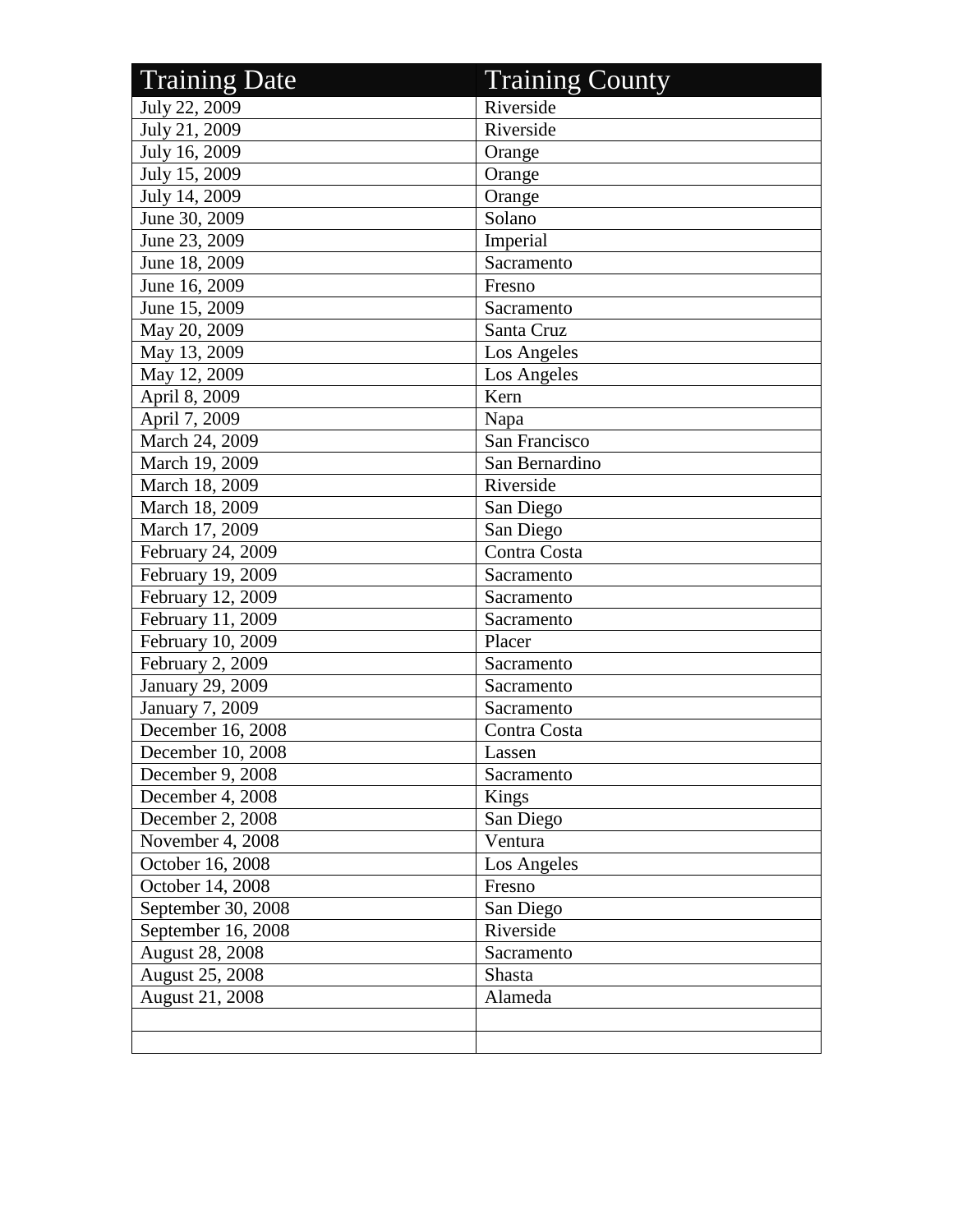| Training Date | Training County |
|---|---|
| July 22, 2009 | Riverside |
| July 21, 2009 | Riverside |
| July 16, 2009 | Orange |
| July 15, 2009 | Orange |
| July 14, 2009 | Orange |
| June 30, 2009 | Solano |
| June 23, 2009 | Imperial |
| June 18, 2009 | Sacramento |
| June 16, 2009 | Fresno |
| June 15, 2009 | Sacramento |
| May 20, 2009 | Santa Cruz |
| May 13, 2009 | Los Angeles |
| May 12, 2009 | Los Angeles |
| April 8, 2009 | Kern |
| April 7, 2009 | Napa |
| March 24, 2009 | San Francisco |
| March 19, 2009 | San Bernardino |
| March 18, 2009 | Riverside |
| March 18, 2009 | San Diego |
| March 17, 2009 | San Diego |
| February 24, 2009 | Contra Costa |
| February 19, 2009 | Sacramento |
| February 12, 2009 | Sacramento |
| February 11, 2009 | Sacramento |
| February 10, 2009 | Placer |
| February 2, 2009 | Sacramento |
| January 29, 2009 | Sacramento |
| January 7, 2009 | Sacramento |
| December 16, 2008 | Contra Costa |
| December 10, 2008 | Lassen |
| December 9, 2008 | Sacramento |
| December 4, 2008 | Kings |
| December 2, 2008 | San Diego |
| November 4, 2008 | Ventura |
| October 16, 2008 | Los Angeles |
| October 14, 2008 | Fresno |
| September 30, 2008 | San Diego |
| September 16, 2008 | Riverside |
| August 28, 2008 | Sacramento |
| August 25, 2008 | Shasta |
| August 21, 2008 | Alameda |
| | |
| | |